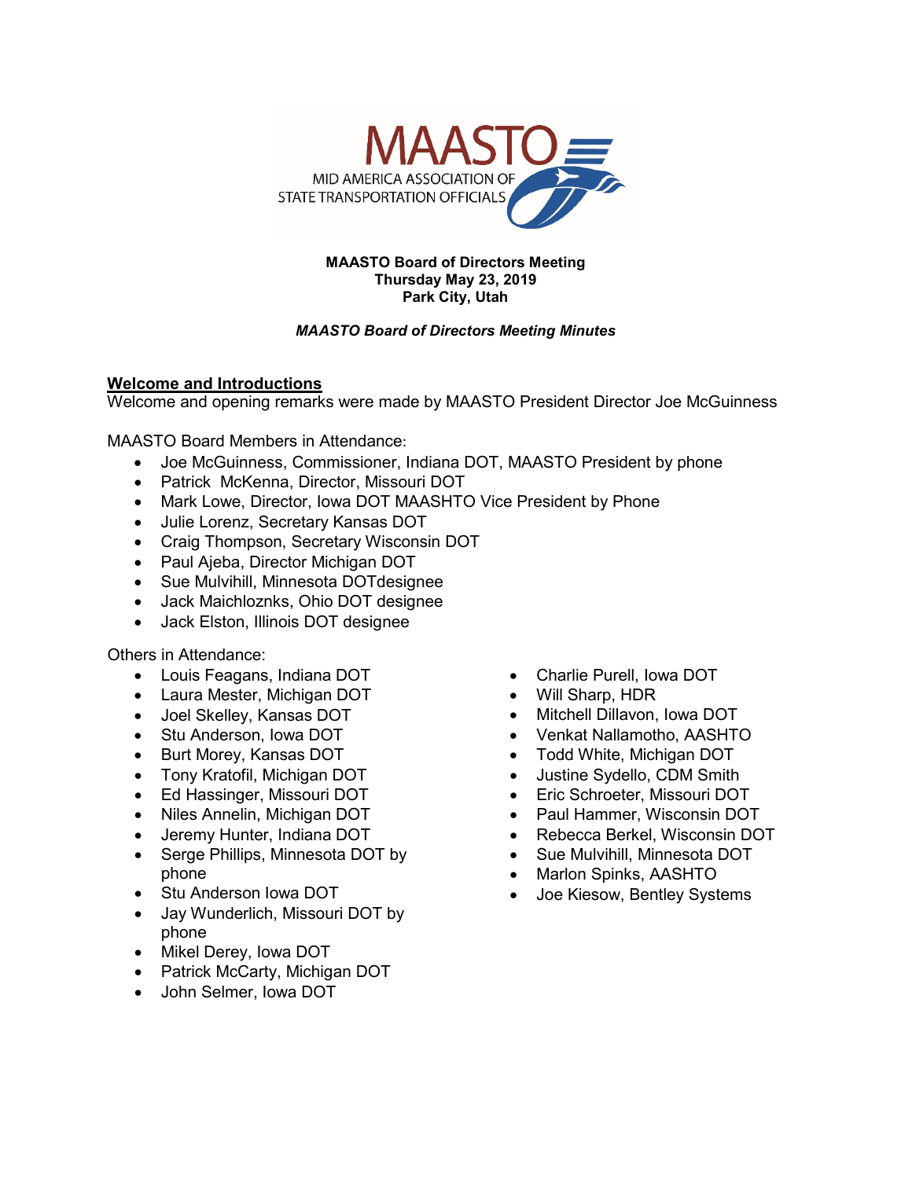MAASTO
MID AMERICA ASSOCIATION OF STATE TRANSPORTATION OFFICIALS

**MAASTO Board of Directors Meeting**
**Thursday May 23, 2019**
**Park City, Utah**

***MAASTO Board of Directors Meeting Minutes***

## Welcome and Introductions

Welcome and opening remarks were made by MAASTO President Director Joe McGuinness

MAASTO Board Members in Attendance:

- Joe McGuinness, Commissioner, Indiana DOT, MAASTO President by phone
- Patrick  McKenna, Director, Missouri DOT
- Mark Lowe, Director, Iowa DOT MAASHTO Vice President by Phone
- Julie Lorenz, Secretary Kansas DOT
- Craig Thompson, Secretary Wisconsin DOT
- Paul Ajeba, Director Michigan DOT
- Sue Mulvihill, Minnesota DOTdesignee
- Jack Maichloznks, Ohio DOT designee
- Jack Elston, Illinois DOT designee

Others in Attendance:

- Louis Feagans, Indiana DOT
- Laura Mester, Michigan DOT
- Joel Skelley, Kansas DOT
- Stu Anderson, Iowa DOT
- Burt Morey, Kansas DOT
- Tony Kratofil, Michigan DOT
- Ed Hassinger, Missouri DOT
- Niles Annelin, Michigan DOT
- Jeremy Hunter, Indiana DOT
- Serge Phillips, Minnesota DOT by phone
- Stu Anderson Iowa DOT
- Jay Wunderlich, Missouri DOT by phone
- Mikel Derey, Iowa DOT
- Patrick McCarty, Michigan DOT
- John Selmer, Iowa DOT
- Charlie Purell, Iowa DOT
- Will Sharp, HDR
- Mitchell Dillavon, Iowa DOT
- Venkat Nallamotho, AASHTO
- Todd White, Michigan DOT
- Justine Sydello, CDM Smith
- Eric Schroeter, Missouri DOT
- Paul Hammer, Wisconsin DOT
- Rebecca Berkel, Wisconsin DOT
- Sue Mulvihill, Minnesota DOT
- Marlon Spinks, AASHTO
- Joe Kiesow, Bentley Systems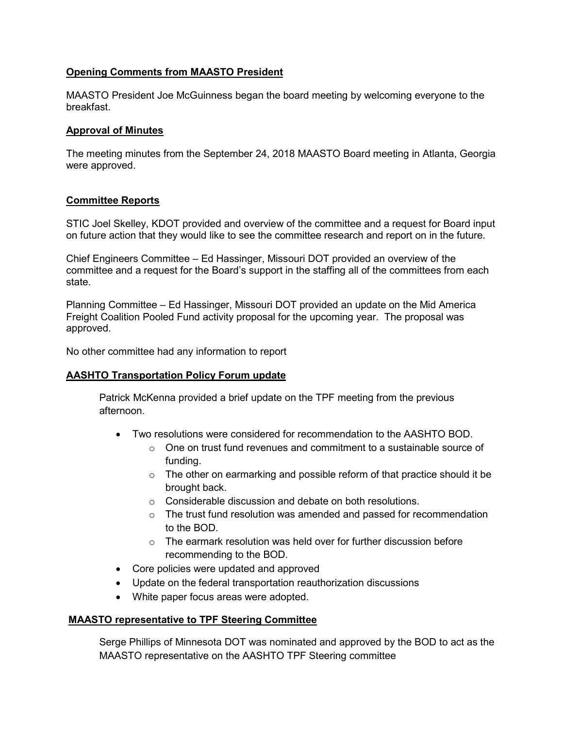**Opening Comments from MAASTO President**

MAASTO President Joe McGuinness began the board meeting by welcoming everyone to the breakfast.

**Approval of Minutes**

The meeting minutes from the September 24, 2018 MAASTO Board meeting in Atlanta, Georgia were approved.

**Committee Reports**

STIC Joel Skelley, KDOT provided and overview of the committee and a request for Board input on future action that they would like to see the committee research and report on in the future.

Chief Engineers Committee – Ed Hassinger, Missouri DOT provided an overview of the committee and a request for the Board's support in the staffing all of the committees from each state.

Planning Committee – Ed Hassinger, Missouri DOT provided an update on the Mid America Freight Coalition Pooled Fund activity proposal for the upcoming year. The proposal was approved.

No other committee had any information to report

**AASHTO Transportation Policy Forum update**

Patrick McKenna provided a brief update on the TPF meeting from the previous afternoon.

- Two resolutions were considered for recommendation to the AASHTO BOD.
  - One on trust fund revenues and commitment to a sustainable source of funding.
  - The other on earmarking and possible reform of that practice should it be brought back.
  - Considerable discussion and debate on both resolutions.
  - The trust fund resolution was amended and passed for recommendation to the BOD.
  - The earmark resolution was held over for further discussion before recommending to the BOD.
- Core policies were updated and approved
- Update on the federal transportation reauthorization discussions
- White paper focus areas were adopted.

**MAASTO representative to TPF Steering Committee**

Serge Phillips of Minnesota DOT was nominated and approved by the BOD to act as the MAASTO representative on the AASHTO TPF Steering committee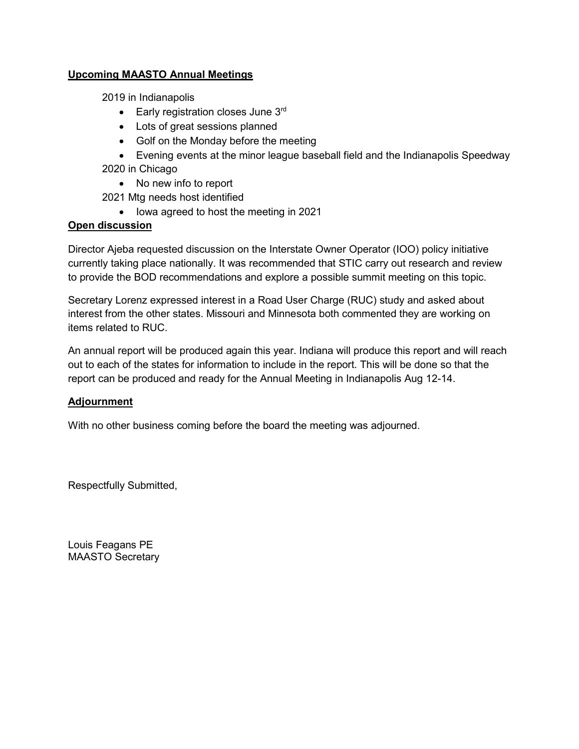**Upcoming MAASTO Annual Meetings**

2019 in Indianapolis

- Early registration closes June 3rd
- Lots of great sessions planned
- Golf on the Monday before the meeting
- Evening events at the minor league baseball field and the Indianapolis Speedway

2020 in Chicago

- No new info to report

2021 Mtg needs host identified

- Iowa agreed to host the meeting in 2021

**Open discussion**

Director Ajeba requested discussion on the Interstate Owner Operator (IOO) policy initiative currently taking place nationally. It was recommended that STIC carry out research and review to provide the BOD recommendations and explore a possible summit meeting on this topic.

Secretary Lorenz expressed interest in a Road User Charge (RUC) study and asked about interest from the other states. Missouri and Minnesota both commented they are working on items related to RUC.

An annual report will be produced again this year. Indiana will produce this report and will reach out to each of the states for information to include in the report. This will be done so that the report can be produced and ready for the Annual Meeting in Indianapolis Aug 12-14.

**Adjournment**

With no other business coming before the board the meeting was adjourned.

Respectfully Submitted,

Louis Feagans PE
MAASTO Secretary